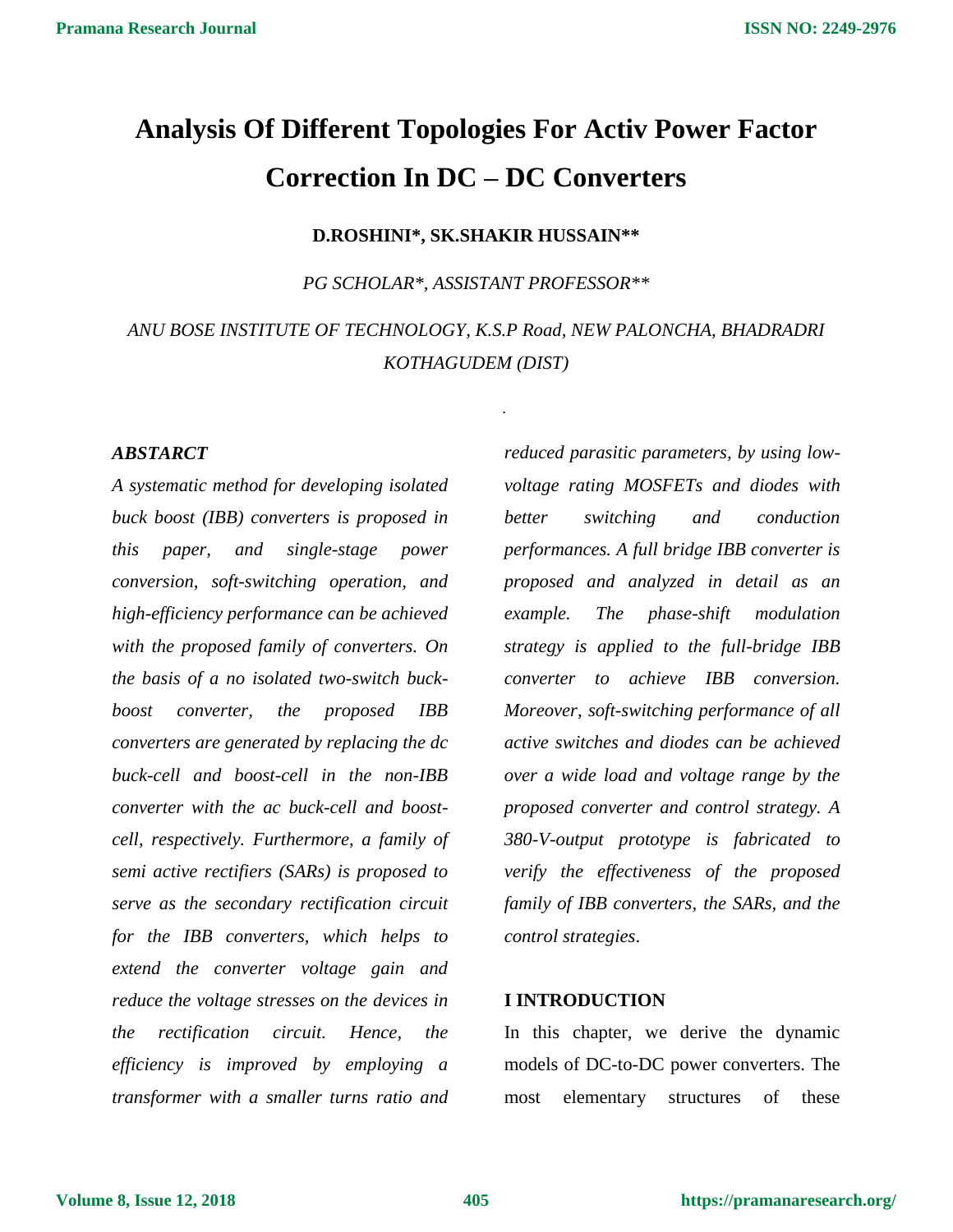# Analysis Of Different Topologies For Activ Power Factor Correction In DC – DC Converters

**D.ROSHINI\*, SK.SHAKIR HUSSAIN\*\***

*PG SCHOLAR\*, ASSISTANT PROFESSOR\*\**

*ANU BOSE INSTITUTE OF TECHNOLOGY, K.S.P Road, NEW PALONCHA, BHADRADRI KOTHAGUDEM (DIST)*

***ABSTARCT***

*A systematic method for developing isolated buck boost (IBB) converters is proposed in this paper, and single-stage power conversion, soft-switching operation, and high-efficiency performance can be achieved with the proposed family of converters. On the basis of a no isolated two-switch buck-boost converter, the proposed IBB converters are generated by replacing the dc buck-cell and boost-cell in the non-IBB converter with the ac buck-cell and boost-cell, respectively. Furthermore, a family of semi active rectifiers (SARs) is proposed to serve as the secondary rectification circuit for the IBB converters, which helps to extend the converter voltage gain and reduce the voltage stresses on the devices in the rectification circuit. Hence, the efficiency is improved by employing a transformer with a smaller turns ratio and reduced parasitic parameters, by using low-voltage rating MOSFETs and diodes with better switching and conduction performances. A full bridge IBB converter is proposed and analyzed in detail as an example. The phase-shift modulation strategy is applied to the full-bridge IBB converter to achieve IBB conversion. Moreover, soft-switching performance of all active switches and diodes can be achieved over a wide load and voltage range by the proposed converter and control strategy. A 380-V-output prototype is fabricated to verify the effectiveness of the proposed family of IBB converters, the SARs, and the control strategies.*

## I INTRODUCTION

In this chapter, we derive the dynamic models of DC-to-DC power converters. The most elementary structures of these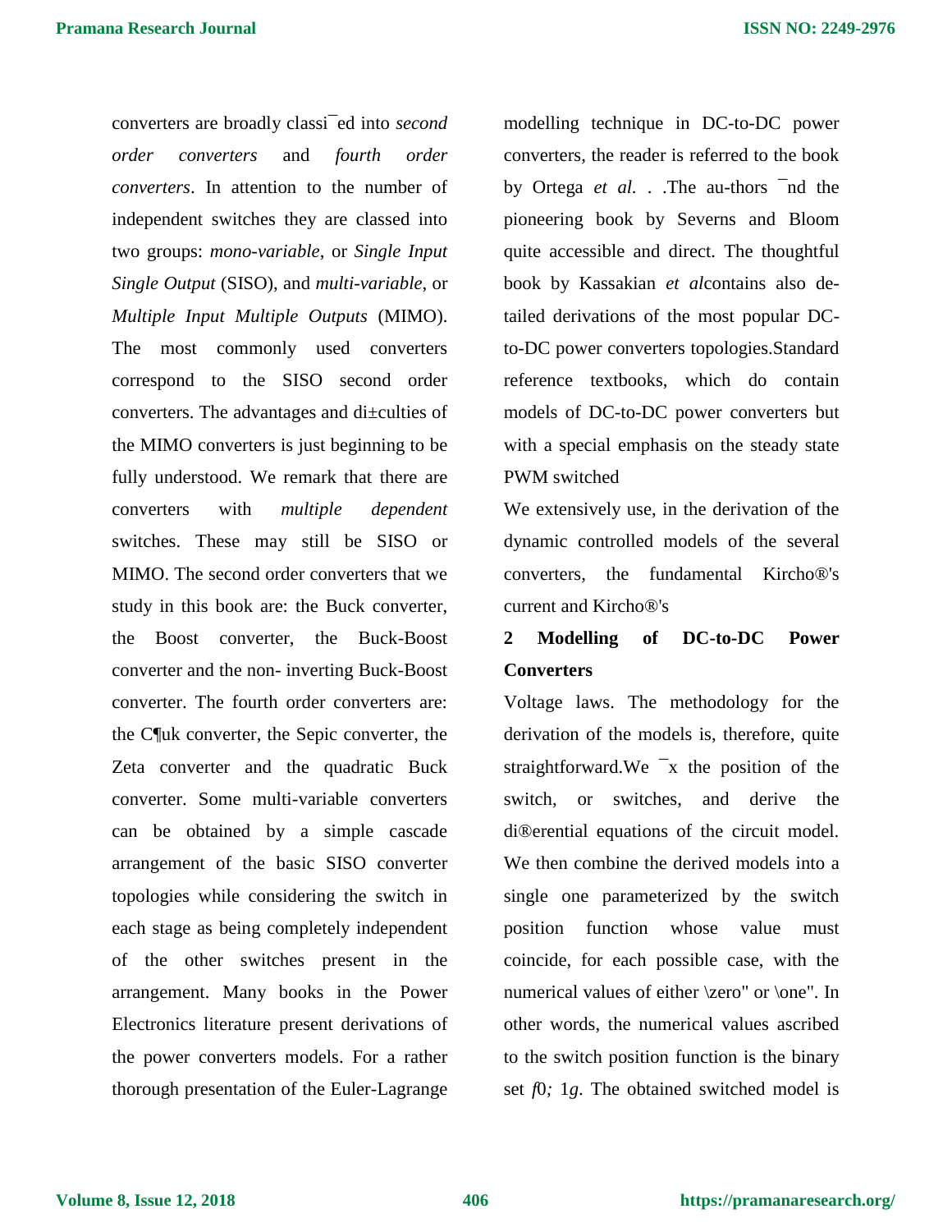converters are broadly classi¯ed into *second order converters* and *fourth order converters*. In attention to the number of independent switches they are classed into two groups: *mono-variable*, or *Single Input Single Output* (SISO), and *multi-variable*, or *Multiple Input Multiple Outputs* (MIMO). The most commonly used converters correspond to the SISO second order converters. The advantages and di±culties of the MIMO converters is just beginning to be fully understood. We remark that there are converters with *multiple dependent* switches. These may still be SISO or MIMO. The second order converters that we study in this book are: the Buck converter, the Boost converter, the Buck-Boost converter and the non- inverting Buck-Boost converter. The fourth order converters are: the C¶uk converter, the Sepic converter, the Zeta converter and the quadratic Buck converter. Some multi-variable converters can be obtained by a simple cascade arrangement of the basic SISO converter topologies while considering the switch in each stage as being completely independent of the other switches present in the arrangement. Many books in the Power Electronics literature present derivations of the power converters models. For a rather thorough presentation of the Euler-Lagrange modelling technique in DC-to-DC power converters, the reader is referred to the book by Ortega *et al.* . .The au-thors ¯nd the pioneering book by Severns and Bloom quite accessible and direct. The thoughtful book by Kassakian *et al*contains also de-tailed derivations of the most popular DC-to-DC power converters topologies.Standard reference textbooks, which do contain models of DC-to-DC power converters but with a special emphasis on the steady state PWM switched

We extensively use, in the derivation of the dynamic controlled models of the several converters, the fundamental Kircho®'s current and Kircho®'s

## 2 Modelling of DC-to-DC Power Converters

Voltage laws. The methodology for the derivation of the models is, therefore, quite straightforward.We ¯x the position of the switch, or switches, and derive the di®erential equations of the circuit model. We then combine the derived models into a single one parameterized by the switch position function whose value must coincide, for each possible case, with the numerical values of either \zero" or \one". In other words, the numerical values ascribed to the switch position function is the binary set *f*0*;* 1*g*. The obtained switched model is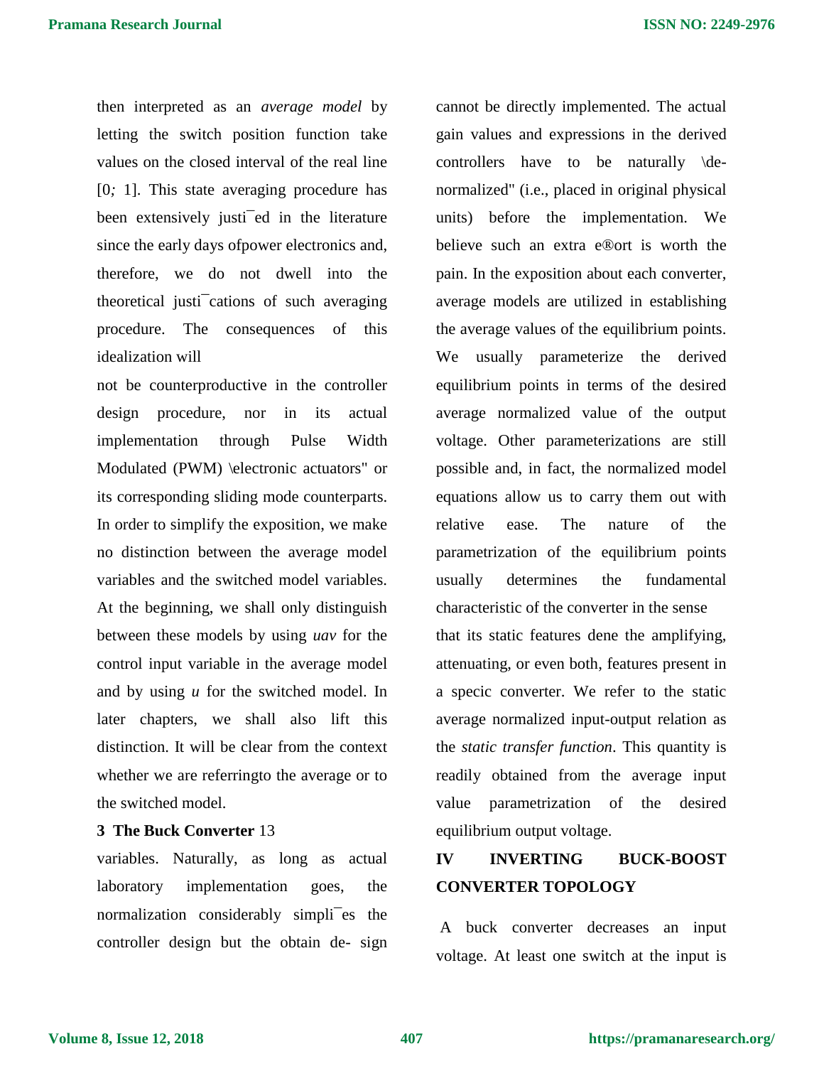then interpreted as an *average model* by letting the switch position function take values on the closed interval of the real line [0*;* 1]. This state averaging procedure has been extensively justi¯ed in the literature since the early days ofpower electronics and, therefore, we do not dwell into the theoretical justi¯cations of such averaging procedure. The consequences of this idealization will

not be counterproductive in the controller design procedure, nor in its actual implementation through Pulse Width Modulated (PWM) \electronic actuators" or its corresponding sliding mode counterparts. In order to simplify the exposition, we make no distinction between the average model variables and the switched model variables. At the beginning, we shall only distinguish between these models by using *uav* for the control input variable in the average model and by using *u* for the switched model. In later chapters, we shall also lift this distinction. It will be clear from the context whether we are referringto the average or to the switched model.

**3 The Buck Converter** 13

variables. Naturally, as long as actual laboratory implementation goes, the normalization considerably simpli¯es the controller design but the obtain de- sign cannot be directly implemented. The actual gain values and expressions in the derived controllers have to be naturally \de-normalized" (i.e., placed in original physical units) before the implementation. We believe such an extra e®ort is worth the pain. In the exposition about each converter, average models are utilized in establishing the average values of the equilibrium points. We usually parameterize the derived equilibrium points in terms of the desired average normalized value of the output voltage. Other parameterizations are still possible and, in fact, the normalized model equations allow us to carry them out with relative ease. The nature of the parametrization of the equilibrium points usually determines the fundamental characteristic of the converter in the sense

that its static features dene the amplifying, attenuating, or even both, features present in a specic converter. We refer to the static average normalized input-output relation as the *static transfer function*. This quantity is readily obtained from the average input value parametrization of the desired equilibrium output voltage.

## IV INVERTING BUCK-BOOST CONVERTER TOPOLOGY

A buck converter decreases an input voltage. At least one switch at the input is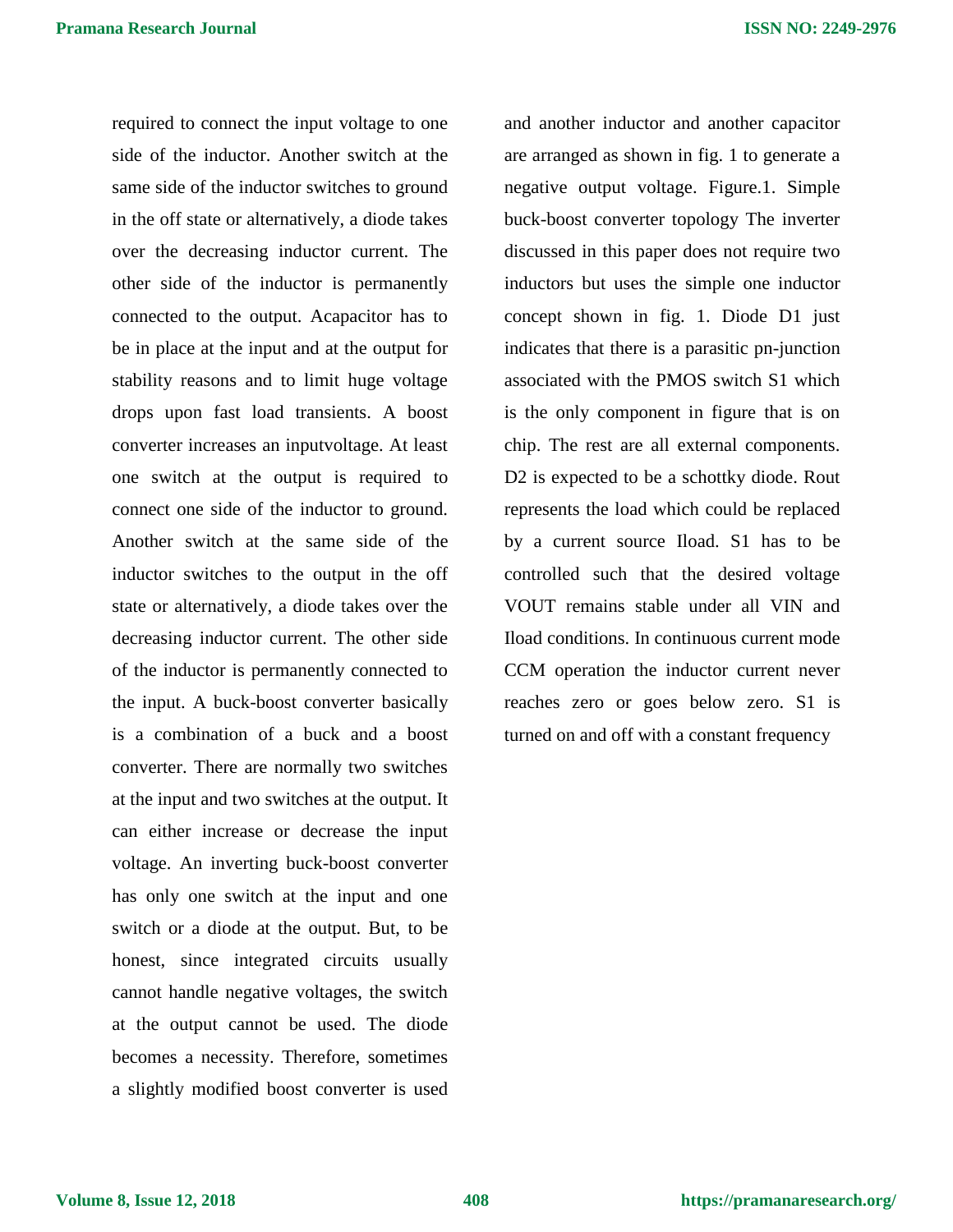required to connect the input voltage to one side of the inductor. Another switch at the same side of the inductor switches to ground in the off state or alternatively, a diode takes over the decreasing inductor current. The other side of the inductor is permanently connected to the output. Acapacitor has to be in place at the input and at the output for stability reasons and to limit huge voltage drops upon fast load transients. A boost converter increases an inputvoltage. At least one switch at the output is required to connect one side of the inductor to ground. Another switch at the same side of the inductor switches to the output in the off state or alternatively, a diode takes over the decreasing inductor current. The other side of the inductor is permanently connected to the input. A buck-boost converter basically is a combination of a buck and a boost converter. There are normally two switches at the input and two switches at the output. It can either increase or decrease the input voltage. An inverting buck-boost converter has only one switch at the input and one switch or a diode at the output. But, to be honest, since integrated circuits usually cannot handle negative voltages, the switch at the output cannot be used. The diode becomes a necessity. Therefore, sometimes a slightly modified boost converter is used and another inductor and another capacitor are arranged as shown in fig. 1 to generate a negative output voltage. Figure.1. Simple buck-boost converter topology The inverter discussed in this paper does not require two inductors but uses the simple one inductor concept shown in fig. 1. Diode D1 just indicates that there is a parasitic pn-junction associated with the PMOS switch S1 which is the only component in figure that is on chip. The rest are all external components. D2 is expected to be a schottky diode. Rout represents the load which could be replaced by a current source Iload. S1 has to be controlled such that the desired voltage VOUT remains stable under all VIN and Iload conditions. In continuous current mode CCM operation the inductor current never reaches zero or goes below zero. S1 is turned on and off with a constant frequency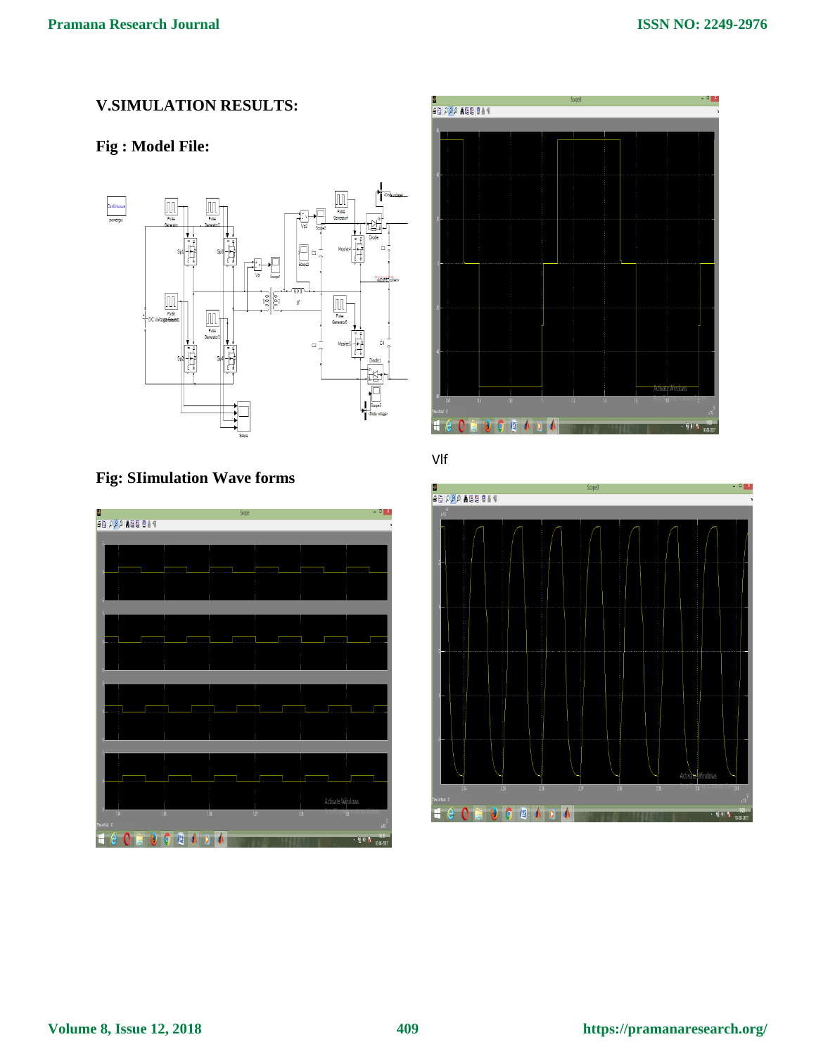## V.SIMULATION RESULTS:

### Fig : Model File:

### Fig: SIimulation Wave forms

Vlf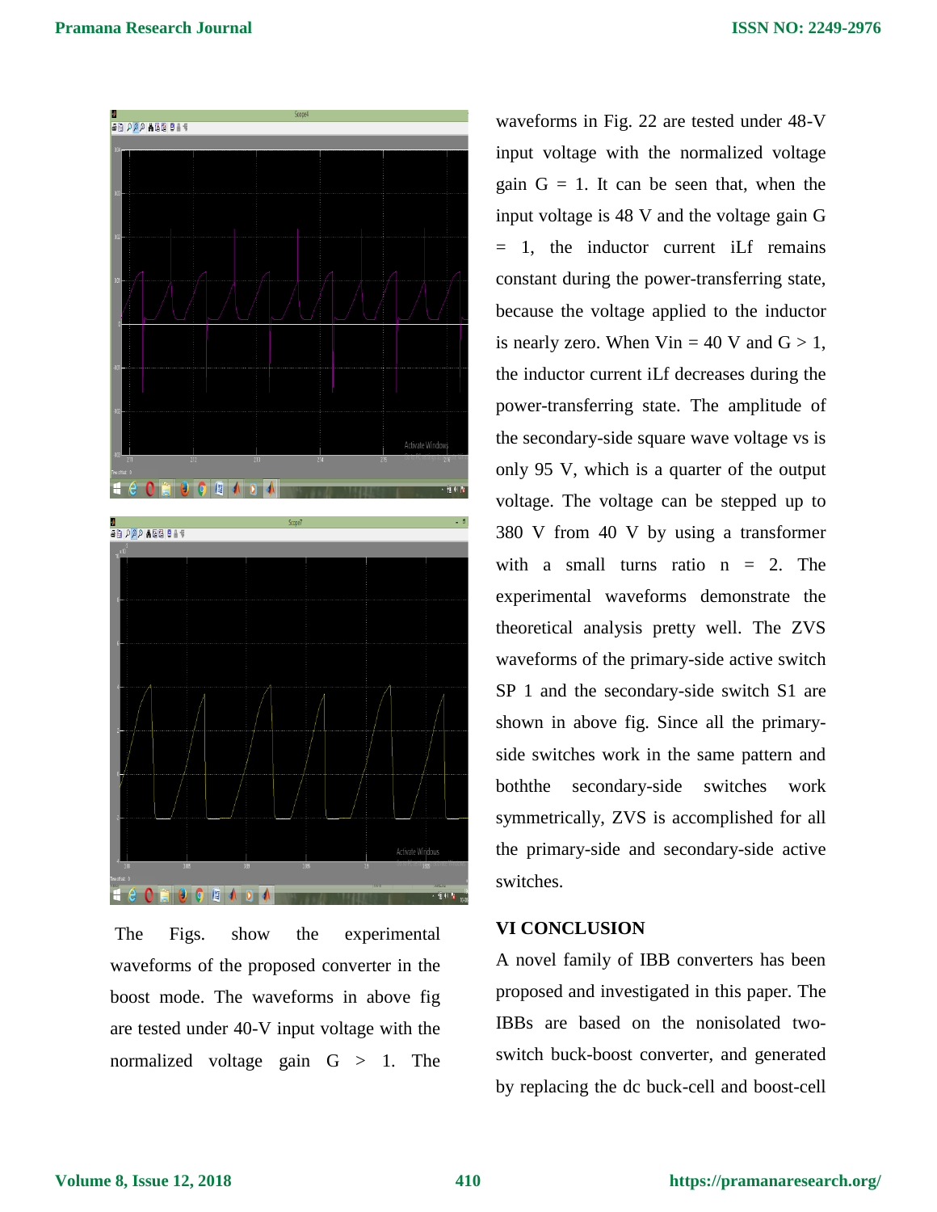The Figs. show the experimental waveforms of the proposed converter in the boost mode. The waveforms in above fig are tested under 40-V input voltage with the normalized voltage gain G > 1. The waveforms in Fig. 22 are tested under 48-V input voltage with the normalized voltage gain G = 1. It can be seen that, when the input voltage is 48 V and the voltage gain G = 1, the inductor current iLf remains constant during the power-transferring state, because the voltage applied to the inductor is nearly zero. When Vin = 40 V and G > 1, the inductor current iLf decreases during the power-transferring state. The amplitude of the secondary-side square wave voltage vs is only 95 V, which is a quarter of the output voltage. The voltage can be stepped up to 380 V from 40 V by using a transformer with a small turns ratio n = 2. The experimental waveforms demonstrate the theoretical analysis pretty well. The ZVS waveforms of the primary-side active switch SP 1 and the secondary-side switch S1 are shown in above fig. Since all the primary-side switches work in the same pattern and boththe secondary-side switches work symmetrically, ZVS is accomplished for all the primary-side and secondary-side active switches.

## VI CONCLUSION

A novel family of IBB converters has been proposed and investigated in this paper. The IBBs are based on the nonisolated two-switch buck-boost converter, and generated by replacing the dc buck-cell and boost-cell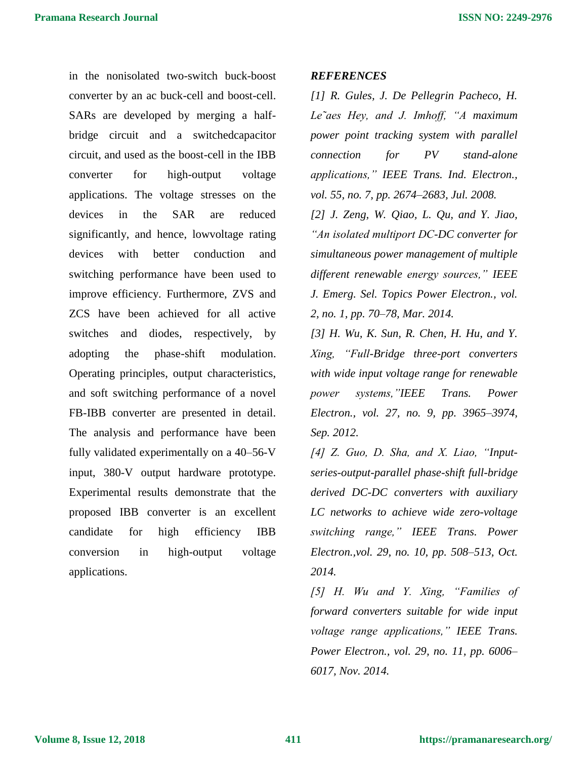in the nonisolated two-switch buck-boost converter by an ac buck-cell and boost-cell. SARs are developed by merging a half-bridge circuit and a switchedcapacitor circuit, and used as the boost-cell in the IBB converter for high-output voltage applications. The voltage stresses on the devices in the SAR are reduced significantly, and hence, lowvoltage rating devices with better conduction and switching performance have been used to improve efficiency. Furthermore, ZVS and ZCS have been achieved for all active switches and diodes, respectively, by adopting the phase-shift modulation. Operating principles, output characteristics, and soft switching performance of a novel FB-IBB converter are presented in detail. The analysis and performance have been fully validated experimentally on a 40–56-V input, 380-V output hardware prototype. Experimental results demonstrate that the proposed IBB converter is an excellent candidate for high efficiency IBB conversion in high-output voltage applications.

***REFERENCES***

*[1] R. Gules, J. De Pellegrin Pacheco, H. Le˜aes Hey, and J. Imhoff, "A maximum power point tracking system with parallel connection for PV stand-alone applications," IEEE Trans. Ind. Electron., vol. 55, no. 7, pp. 2674–2683, Jul. 2008.*

*[2] J. Zeng, W. Qiao, L. Qu, and Y. Jiao, "An isolated multiport DC-DC converter for simultaneous power management of multiple different renewable energy sources," IEEE J. Emerg. Sel. Topics Power Electron., vol. 2, no. 1, pp. 70–78, Mar. 2014.*

*[3] H. Wu, K. Sun, R. Chen, H. Hu, and Y. Xing, "Full-Bridge three-port converters with wide input voltage range for renewable power systems,"IEEE Trans. Power Electron., vol. 27, no. 9, pp. 3965–3974, Sep. 2012.*

*[4] Z. Guo, D. Sha, and X. Liao, "Input-series-output-parallel phase-shift full-bridge derived DC-DC converters with auxiliary LC networks to achieve wide zero-voltage switching range," IEEE Trans. Power Electron.,vol. 29, no. 10, pp. 508–513, Oct. 2014.*

*[5] H. Wu and Y. Xing, "Families of forward converters suitable for wide input voltage range applications," IEEE Trans. Power Electron., vol. 29, no. 11, pp. 6006–6017, Nov. 2014.*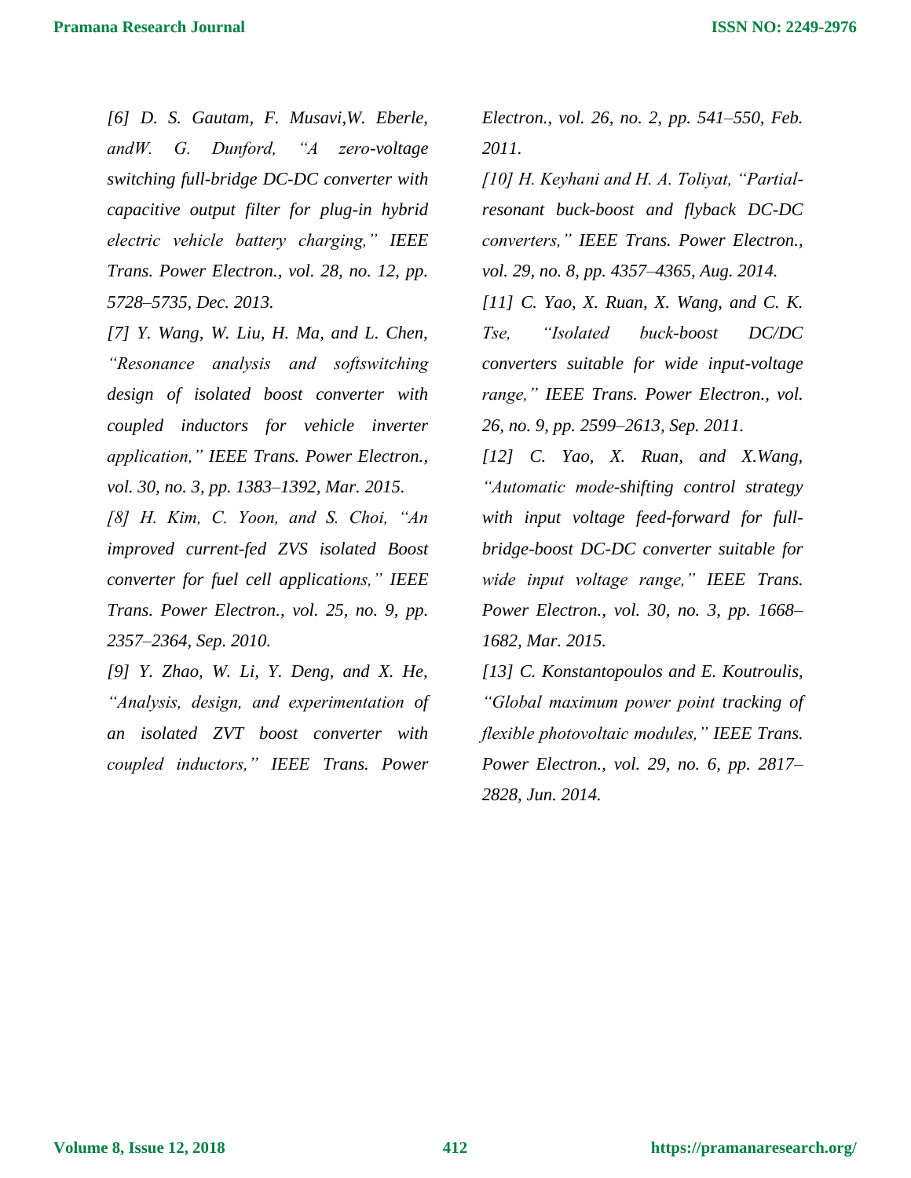*[6] D. S. Gautam, F. Musavi,W. Eberle, andW. G. Dunford, "A zero-voltage switching full-bridge DC-DC converter with capacitive output filter for plug-in hybrid electric vehicle battery charging," IEEE Trans. Power Electron., vol. 28, no. 12, pp. 5728–5735, Dec. 2013.*

*[7] Y. Wang, W. Liu, H. Ma, and L. Chen, "Resonance analysis and softswitching design of isolated boost converter with coupled inductors for vehicle inverter application," IEEE Trans. Power Electron., vol. 30, no. 3, pp. 1383–1392, Mar. 2015.*

*[8] H. Kim, C. Yoon, and S. Choi, "An improved current-fed ZVS isolated Boost converter for fuel cell applications," IEEE Trans. Power Electron., vol. 25, no. 9, pp. 2357–2364, Sep. 2010.*

*[9] Y. Zhao, W. Li, Y. Deng, and X. He, "Analysis, design, and experimentation of an isolated ZVT boost converter with coupled inductors," IEEE Trans. Power Electron., vol. 26, no. 2, pp. 541–550, Feb. 2011.*

*[10] H. Keyhani and H. A. Toliyat, "Partial-resonant buck-boost and flyback DC-DC converters," IEEE Trans. Power Electron., vol. 29, no. 8, pp. 4357–4365, Aug. 2014.*

*[11] C. Yao, X. Ruan, X. Wang, and C. K. Tse, "Isolated buck-boost DC/DC converters suitable for wide input-voltage range," IEEE Trans. Power Electron., vol. 26, no. 9, pp. 2599–2613, Sep. 2011.*

*[12] C. Yao, X. Ruan, and X.Wang, "Automatic mode-shifting control strategy with input voltage feed-forward for full-bridge-boost DC-DC converter suitable for wide input voltage range," IEEE Trans. Power Electron., vol. 30, no. 3, pp. 1668–1682, Mar. 2015.*

*[13] C. Konstantopoulos and E. Koutroulis, "Global maximum power point tracking of flexible photovoltaic modules," IEEE Trans. Power Electron., vol. 29, no. 6, pp. 2817–2828, Jun. 2014.*